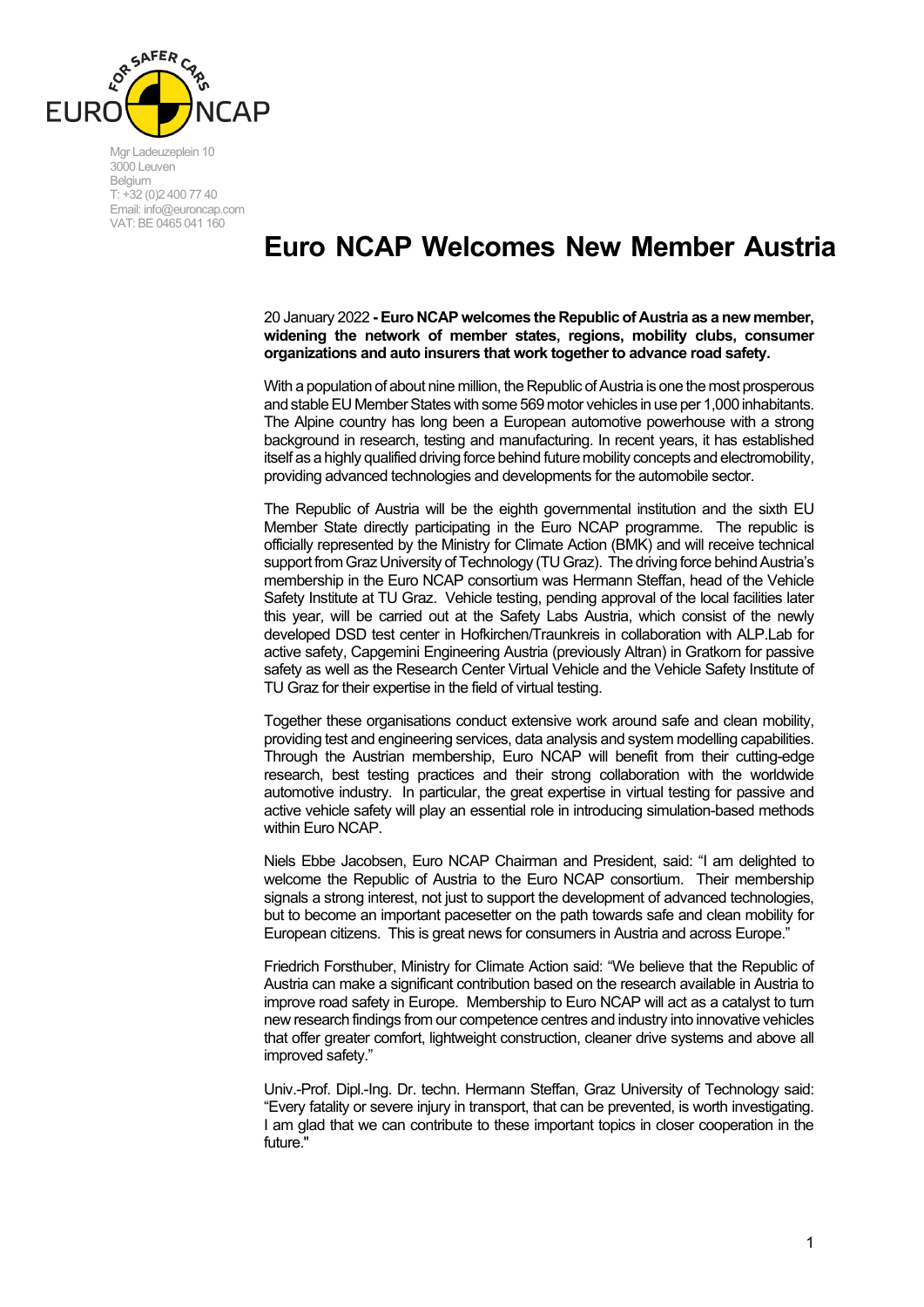Mgr Ladeuzeplein 10
3000 Leuven
Belgium
T: +32 (0)2 400 77 40
Email: info@euroncap.com
VAT: BE 0465 041 160

# Euro NCAP Welcomes New Member Austria

20 January 2022 **- Euro NCAP welcomes the Republic of Austria as a new member, widening the network of member states, regions, mobility clubs, consumer organizations and auto insurers that work together to advance road safety.**

With a population of about nine million, the Republic of Austria is one the most prosperous and stable EU Member States with some 569 motor vehicles in use per 1,000 inhabitants. The Alpine country has long been a European automotive powerhouse with a strong background in research, testing and manufacturing. In recent years, it has established itself as a highly qualified driving force behind future mobility concepts and electromobility, providing advanced technologies and developments for the automobile sector.

The Republic of Austria will be the eighth governmental institution and the sixth EU Member State directly participating in the Euro NCAP programme. The republic is officially represented by the Ministry for Climate Action (BMK) and will receive technical support from Graz University of Technology (TU Graz). The driving force behind Austria's membership in the Euro NCAP consortium was Hermann Steffan, head of the Vehicle Safety Institute at TU Graz. Vehicle testing, pending approval of the local facilities later this year, will be carried out at the Safety Labs Austria, which consist of the newly developed DSD test center in Hofkirchen/Traunkreis in collaboration with ALP.Lab for active safety, Capgemini Engineering Austria (previously Altran) in Gratkorn for passive safety as well as the Research Center Virtual Vehicle and the Vehicle Safety Institute of TU Graz for their expertise in the field of virtual testing.

Together these organisations conduct extensive work around safe and clean mobility, providing test and engineering services, data analysis and system modelling capabilities. Through the Austrian membership, Euro NCAP will benefit from their cutting-edge research, best testing practices and their strong collaboration with the worldwide automotive industry. In particular, the great expertise in virtual testing for passive and active vehicle safety will play an essential role in introducing simulation-based methods within Euro NCAP.

Niels Ebbe Jacobsen, Euro NCAP Chairman and President, said: "I am delighted to welcome the Republic of Austria to the Euro NCAP consortium. Their membership signals a strong interest, not just to support the development of advanced technologies, but to become an important pacesetter on the path towards safe and clean mobility for European citizens. This is great news for consumers in Austria and across Europe."

Friedrich Forsthuber, Ministry for Climate Action said: "We believe that the Republic of Austria can make a significant contribution based on the research available in Austria to improve road safety in Europe. Membership to Euro NCAP will act as a catalyst to turn new research findings from our competence centres and industry into innovative vehicles that offer greater comfort, lightweight construction, cleaner drive systems and above all improved safety."

Univ.-Prof. Dipl.-Ing. Dr. techn. Hermann Steffan, Graz University of Technology said: "Every fatality or severe injury in transport, that can be prevented, is worth investigating. I am glad that we can contribute to these important topics in closer cooperation in the future."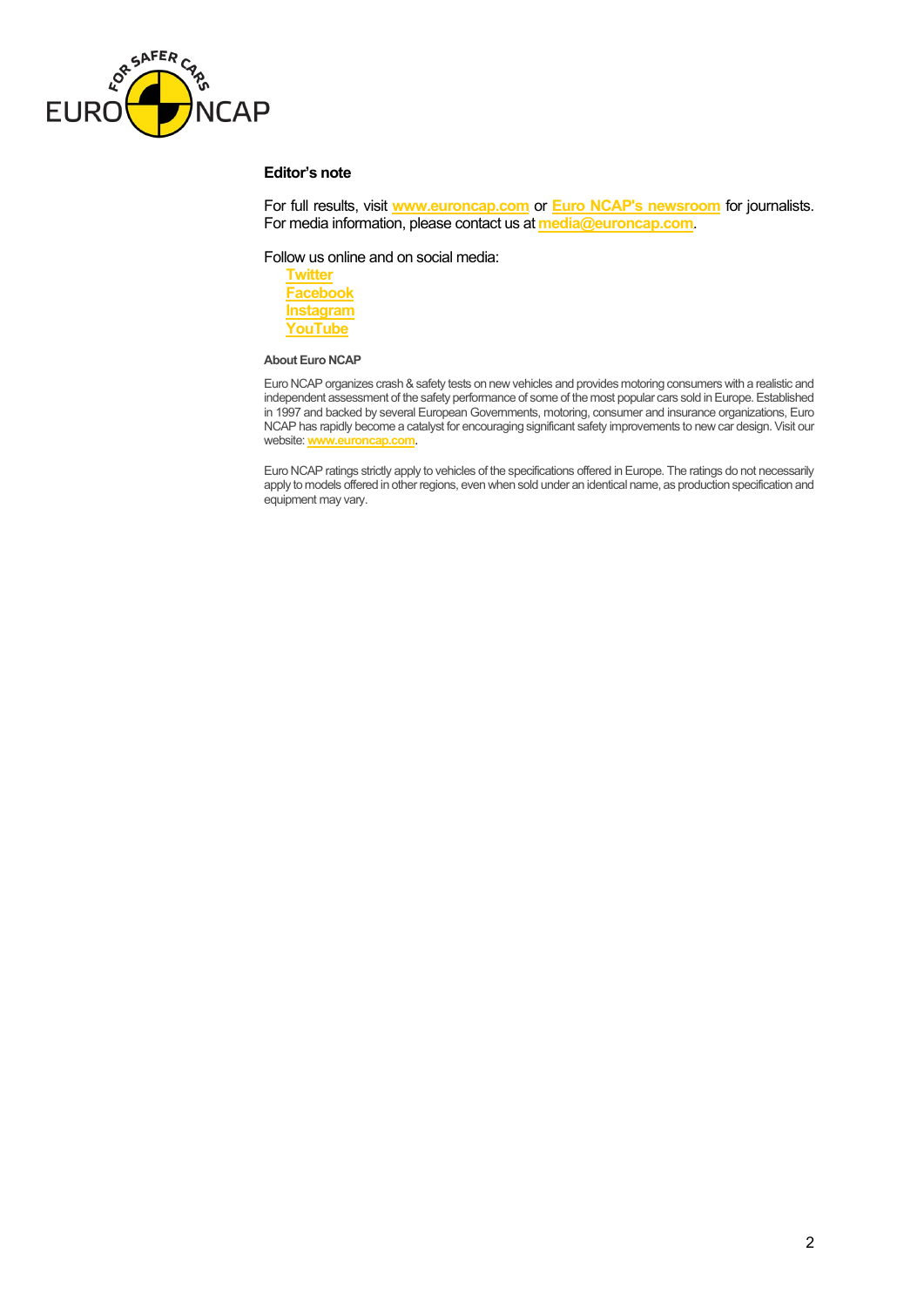**Editor's note**

For full results, visit **www.euroncap.com** or **Euro NCAP's newsroom** for journalists. For media information, please contact us at **media@euroncap.com**.

Follow us online and on social media:

- **Twitter**
- **Facebook**
- **Instagram**
- **YouTube**

**About Euro NCAP**

Euro NCAP organizes crash & safety tests on new vehicles and provides motoring consumers with a realistic and independent assessment of the safety performance of some of the most popular cars sold in Europe. Established in 1997 and backed by several European Governments, motoring, consumer and insurance organizations, Euro NCAP has rapidly become a catalyst for encouraging significant safety improvements to new car design. Visit our website: **www.euroncap.com**.

Euro NCAP ratings strictly apply to vehicles of the specifications offered in Europe. The ratings do not necessarily apply to models offered in other regions, even when sold under an identical name, as production specification and equipment may vary.